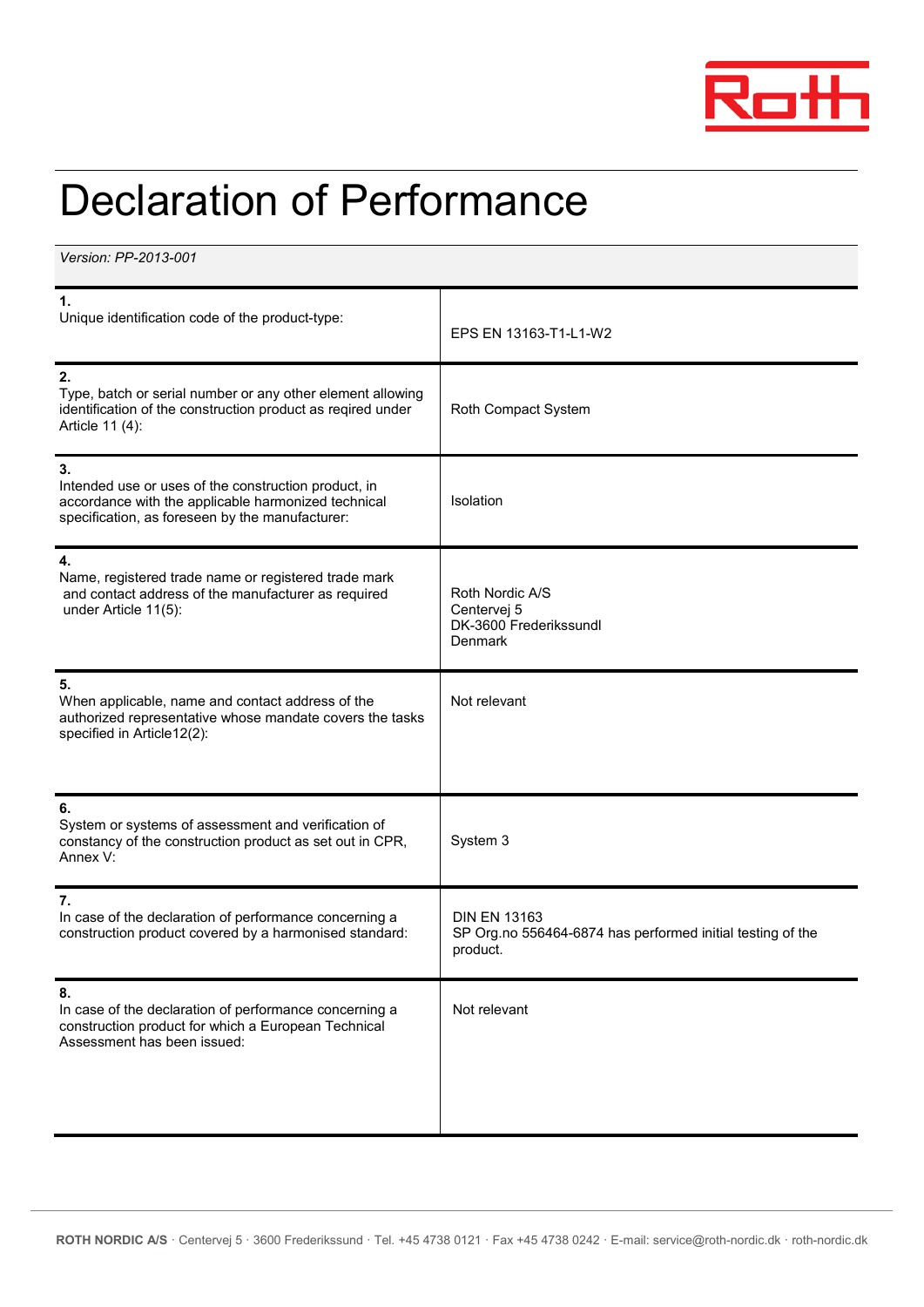# Declaration of Performance

*Version: PP-2013-001*

| | |
|---|---|
| **1.**<br>Unique identification code of the product-type: | EPS EN 13163-T1-L1-W2 |
| **2.**<br>Type, batch or serial number or any other element allowing identification of the construction product as reqired under Article 11 (4): | Roth Compact System |
| **3.**<br>Intended use or uses of the construction product, in accordance with the applicable harmonized technical specification, as foreseen by the manufacturer: | Isolation |
| **4.**<br>Name, registered trade name or registered trade mark and contact address of the manufacturer as required under Article 11(5): | Roth Nordic A/S<br>Centervej 5<br>DK-3600 Frederikssundl<br>Denmark |
| **5.**<br>When applicable, name and contact address of the authorized representative whose mandate covers the tasks specified in Article12(2): | Not relevant |
| **6.**<br>System or systems of assessment and verification of constancy of the construction product as set out in CPR, Annex V: | System 3 |
| **7.**<br>In case of the declaration of performance concerning a construction product covered by a harmonised standard: | DIN EN 13163<br>SP Org.no 556464-6874 has performed initial testing of the product. |
| **8.**<br>In case of the declaration of performance concerning a construction product for which a European Technical Assessment has been issued: | Not relevant |

**ROTH NORDIC A/S** · Centervej 5 · 3600 Frederikssund · Tel. +45 4738 0121 · Fax +45 4738 0242 · E-mail: service@roth-nordic.dk · roth-nordic.dk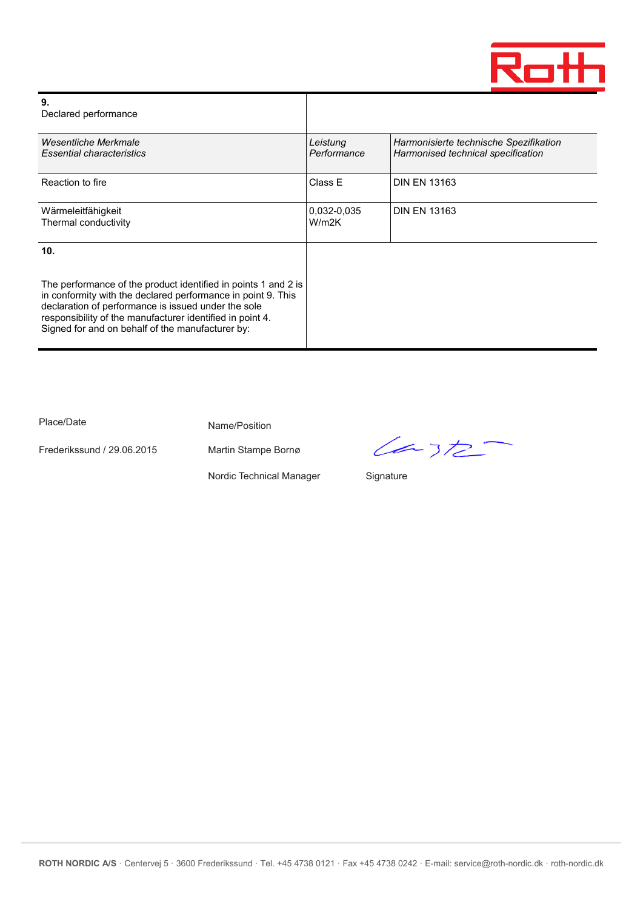| **9.**<br>Declared performance | | |
|---|---|---|
| *Wesentliche Merkmale*<br>*Essential characteristics* | *Leistung*<br>*Performance* | *Harmonisierte technische Spezifikation*<br>*Harmonised technical specification* |
| Reaction to fire | Class E | DIN EN 13163 |
| Wärmeleitfähigkeit<br>Thermal conductivity | 0,032-0,035<br>W/m2K | DIN EN 13163 |

**10.**

The performance of the product identified in points 1 and 2 is in conformity with the declared performance in point 9. This declaration of performance is issued under the sole responsibility of the manufacturer identified in point 4.
Signed for and on behalf of the manufacturer by:

| Place/Date | Name/Position | |
|---|---|---|
| Frederikssund / 29.06.2015 | Martin Stampe Bornø | |
| | Nordic Technical Manager | Signature |

**ROTH NORDIC A/S** · Centervej 5 · 3600 Frederikssund · Tel. +45 4738 0121 · Fax +45 4738 0242 · E-mail: service@roth-nordic.dk · roth-nordic.dk